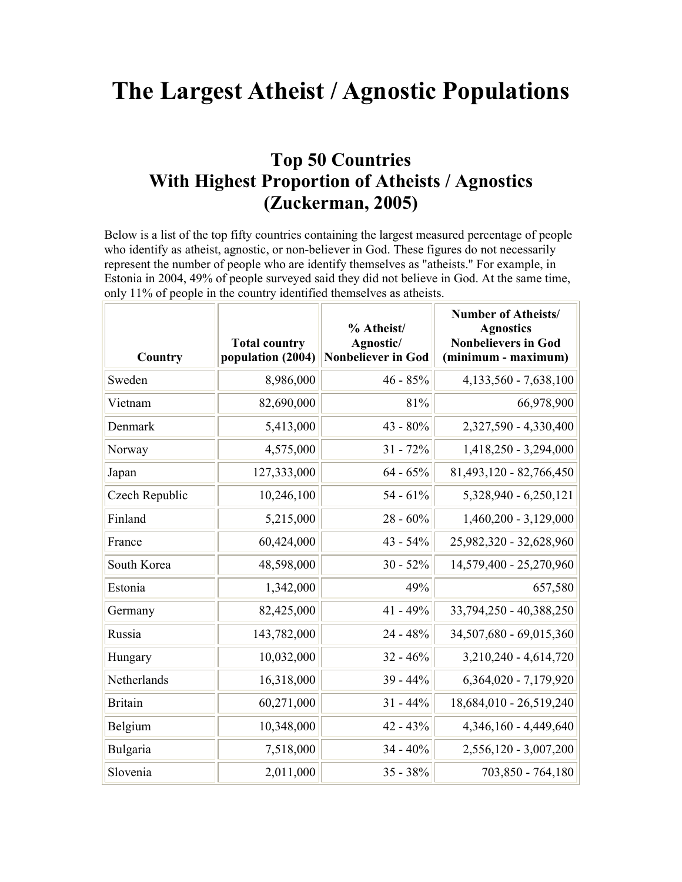# The Largest Atheist / Agnostic Populations

## Top 50 Countries
## With Highest Proportion of Atheists / Agnostics
## (Zuckerman, 2005)

Below is a list of the top fifty countries containing the largest measured percentage of people who identify as atheist, agnostic, or non-believer in God. These figures do not necessarily represent the number of people who are identify themselves as "atheists." For example, in Estonia in 2004, 49% of people surveyed said they did not believe in God. At the same time, only 11% of people in the country identified themselves as atheists.

| Country | Total country population (2004) | % Atheist/ Agnostic/ Nonbeliever in God | Number of Atheists/ Agnostics Nonbelievers in God (minimum - maximum) |
|---|---:|---:|---:|
| Sweden | 8,986,000 | 46 - 85% | 4,133,560 - 7,638,100 |
| Vietnam | 82,690,000 | 81% | 66,978,900 |
| Denmark | 5,413,000 | 43 - 80% | 2,327,590 - 4,330,400 |
| Norway | 4,575,000 | 31 - 72% | 1,418,250 - 3,294,000 |
| Japan | 127,333,000 | 64 - 65% | 81,493,120 - 82,766,450 |
| Czech Republic | 10,246,100 | 54 - 61% | 5,328,940 - 6,250,121 |
| Finland | 5,215,000 | 28 - 60% | 1,460,200 - 3,129,000 |
| France | 60,424,000 | 43 - 54% | 25,982,320 - 32,628,960 |
| South Korea | 48,598,000 | 30 - 52% | 14,579,400 - 25,270,960 |
| Estonia | 1,342,000 | 49% | 657,580 |
| Germany | 82,425,000 | 41 - 49% | 33,794,250 - 40,388,250 |
| Russia | 143,782,000 | 24 - 48% | 34,507,680 - 69,015,360 |
| Hungary | 10,032,000 | 32 - 46% | 3,210,240 - 4,614,720 |
| Netherlands | 16,318,000 | 39 - 44% | 6,364,020 - 7,179,920 |
| Britain | 60,271,000 | 31 - 44% | 18,684,010 - 26,519,240 |
| Belgium | 10,348,000 | 42 - 43% | 4,346,160 - 4,449,640 |
| Bulgaria | 7,518,000 | 34 - 40% | 2,556,120 - 3,007,200 |
| Slovenia | 2,011,000 | 35 - 38% | 703,850 - 764,180 |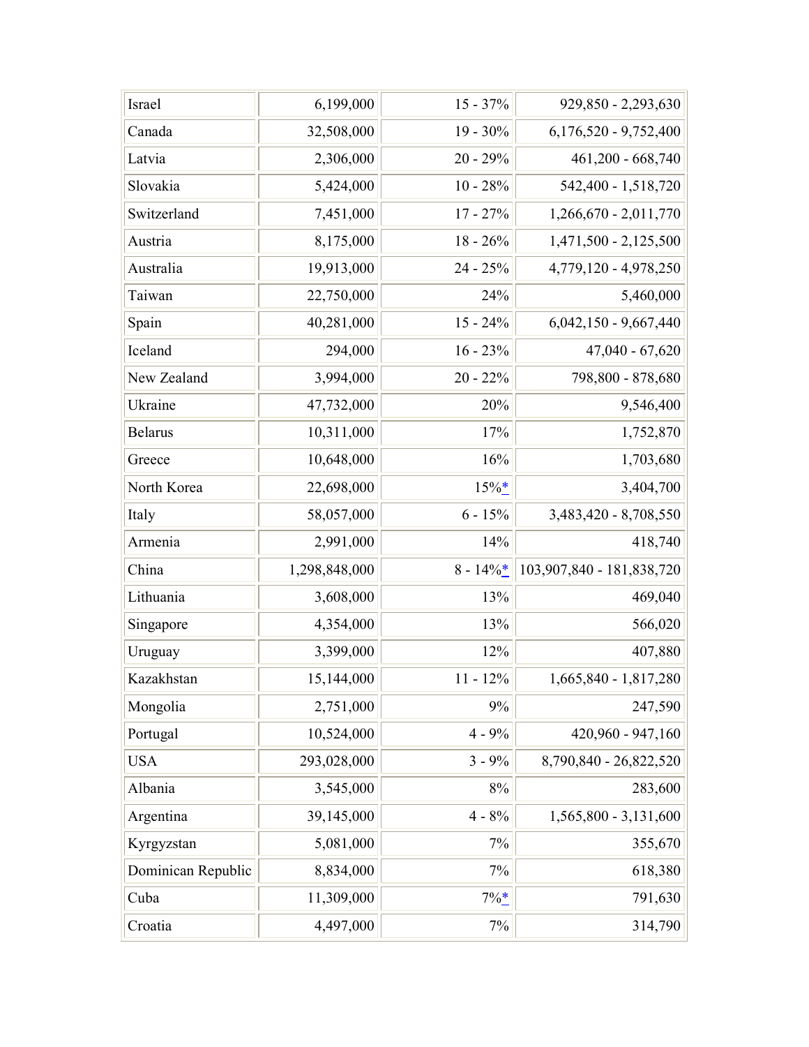| | | | |
|---|---|---|---|
| Israel | 6,199,000 | 15 - 37% | 929,850 - 2,293,630 |
| Canada | 32,508,000 | 19 - 30% | 6,176,520 - 9,752,400 |
| Latvia | 2,306,000 | 20 - 29% | 461,200 - 668,740 |
| Slovakia | 5,424,000 | 10 - 28% | 542,400 - 1,518,720 |
| Switzerland | 7,451,000 | 17 - 27% | 1,266,670 - 2,011,770 |
| Austria | 8,175,000 | 18 - 26% | 1,471,500 - 2,125,500 |
| Australia | 19,913,000 | 24 - 25% | 4,779,120 - 4,978,250 |
| Taiwan | 22,750,000 | 24% | 5,460,000 |
| Spain | 40,281,000 | 15 - 24% | 6,042,150 - 9,667,440 |
| Iceland | 294,000 | 16 - 23% | 47,040 - 67,620 |
| New Zealand | 3,994,000 | 20 - 22% | 798,800 - 878,680 |
| Ukraine | 47,732,000 | 20% | 9,546,400 |
| Belarus | 10,311,000 | 17% | 1,752,870 |
| Greece | 10,648,000 | 16% | 1,703,680 |
| North Korea | 22,698,000 | 15%* | 3,404,700 |
| Italy | 58,057,000 | 6 - 15% | 3,483,420 - 8,708,550 |
| Armenia | 2,991,000 | 14% | 418,740 |
| China | 1,298,848,000 | 8 - 14%* | 103,907,840 - 181,838,720 |
| Lithuania | 3,608,000 | 13% | 469,040 |
| Singapore | 4,354,000 | 13% | 566,020 |
| Uruguay | 3,399,000 | 12% | 407,880 |
| Kazakhstan | 15,144,000 | 11 - 12% | 1,665,840 - 1,817,280 |
| Mongolia | 2,751,000 | 9% | 247,590 |
| Portugal | 10,524,000 | 4 - 9% | 420,960 - 947,160 |
| USA | 293,028,000 | 3 - 9% | 8,790,840 - 26,822,520 |
| Albania | 3,545,000 | 8% | 283,600 |
| Argentina | 39,145,000 | 4 - 8% | 1,565,800 - 3,131,600 |
| Kyrgyzstan | 5,081,000 | 7% | 355,670 |
| Dominican Republic | 8,834,000 | 7% | 618,380 |
| Cuba | 11,309,000 | 7%* | 791,630 |
| Croatia | 4,497,000 | 7% | 314,790 |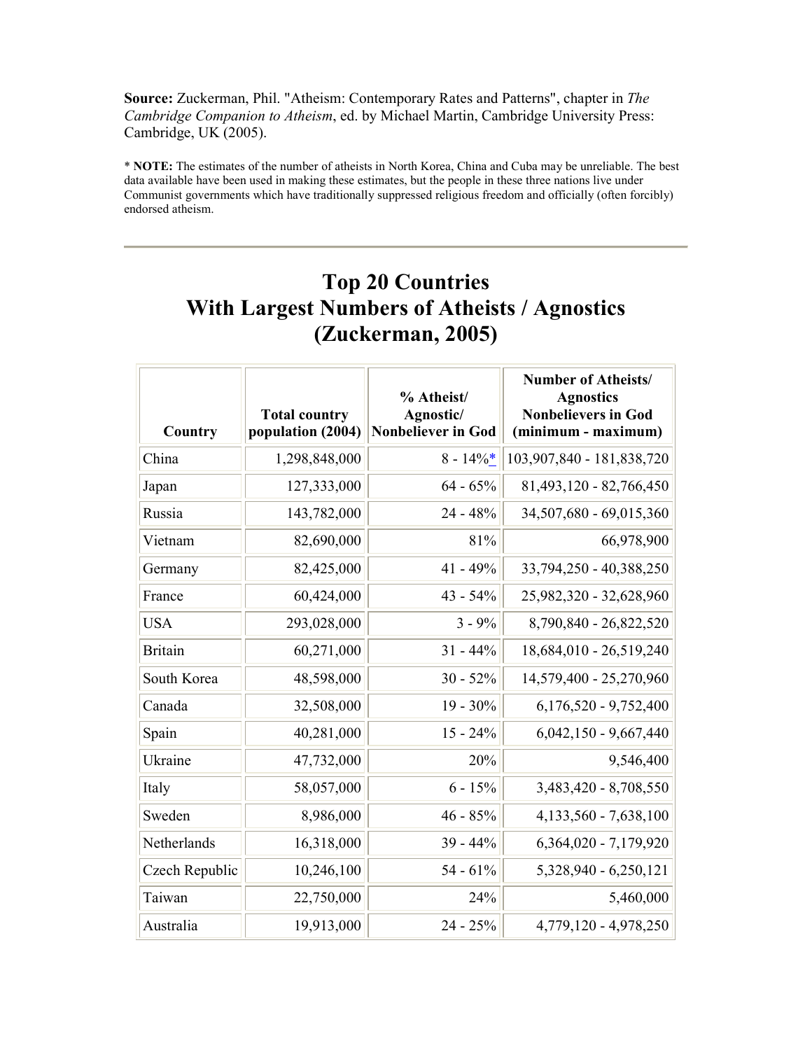**Source:** Zuckerman, Phil. "Atheism: Contemporary Rates and Patterns", chapter in *The Cambridge Companion to Atheism*, ed. by Michael Martin, Cambridge University Press: Cambridge, UK (2005).

* **NOTE:** The estimates of the number of atheists in North Korea, China and Cuba may be unreliable. The best data available have been used in making these estimates, but the people in these three nations live under Communist governments which have traditionally suppressed religious freedom and officially (often forcibly) endorsed atheism.

---

# Top 20 Countries With Largest Numbers of Atheists / Agnostics (Zuckerman, 2005)

| Country | Total country population (2004) | % Atheist/ Agnostic/ Nonbeliever in God | Number of Atheists/ Agnostics Nonbelievers in God (minimum - maximum) |
|---|---|---|---|
| China | 1,298,848,000 | 8 - 14%* | 103,907,840 - 181,838,720 |
| Japan | 127,333,000 | 64 - 65% | 81,493,120 - 82,766,450 |
| Russia | 143,782,000 | 24 - 48% | 34,507,680 - 69,015,360 |
| Vietnam | 82,690,000 | 81% | 66,978,900 |
| Germany | 82,425,000 | 41 - 49% | 33,794,250 - 40,388,250 |
| France | 60,424,000 | 43 - 54% | 25,982,320 - 32,628,960 |
| USA | 293,028,000 | 3 - 9% | 8,790,840 - 26,822,520 |
| Britain | 60,271,000 | 31 - 44% | 18,684,010 - 26,519,240 |
| South Korea | 48,598,000 | 30 - 52% | 14,579,400 - 25,270,960 |
| Canada | 32,508,000 | 19 - 30% | 6,176,520 - 9,752,400 |
| Spain | 40,281,000 | 15 - 24% | 6,042,150 - 9,667,440 |
| Ukraine | 47,732,000 | 20% | 9,546,400 |
| Italy | 58,057,000 | 6 - 15% | 3,483,420 - 8,708,550 |
| Sweden | 8,986,000 | 46 - 85% | 4,133,560 - 7,638,100 |
| Netherlands | 16,318,000 | 39 - 44% | 6,364,020 - 7,179,920 |
| Czech Republic | 10,246,100 | 54 - 61% | 5,328,940 - 6,250,121 |
| Taiwan | 22,750,000 | 24% | 5,460,000 |
| Australia | 19,913,000 | 24 - 25% | 4,779,120 - 4,978,250 |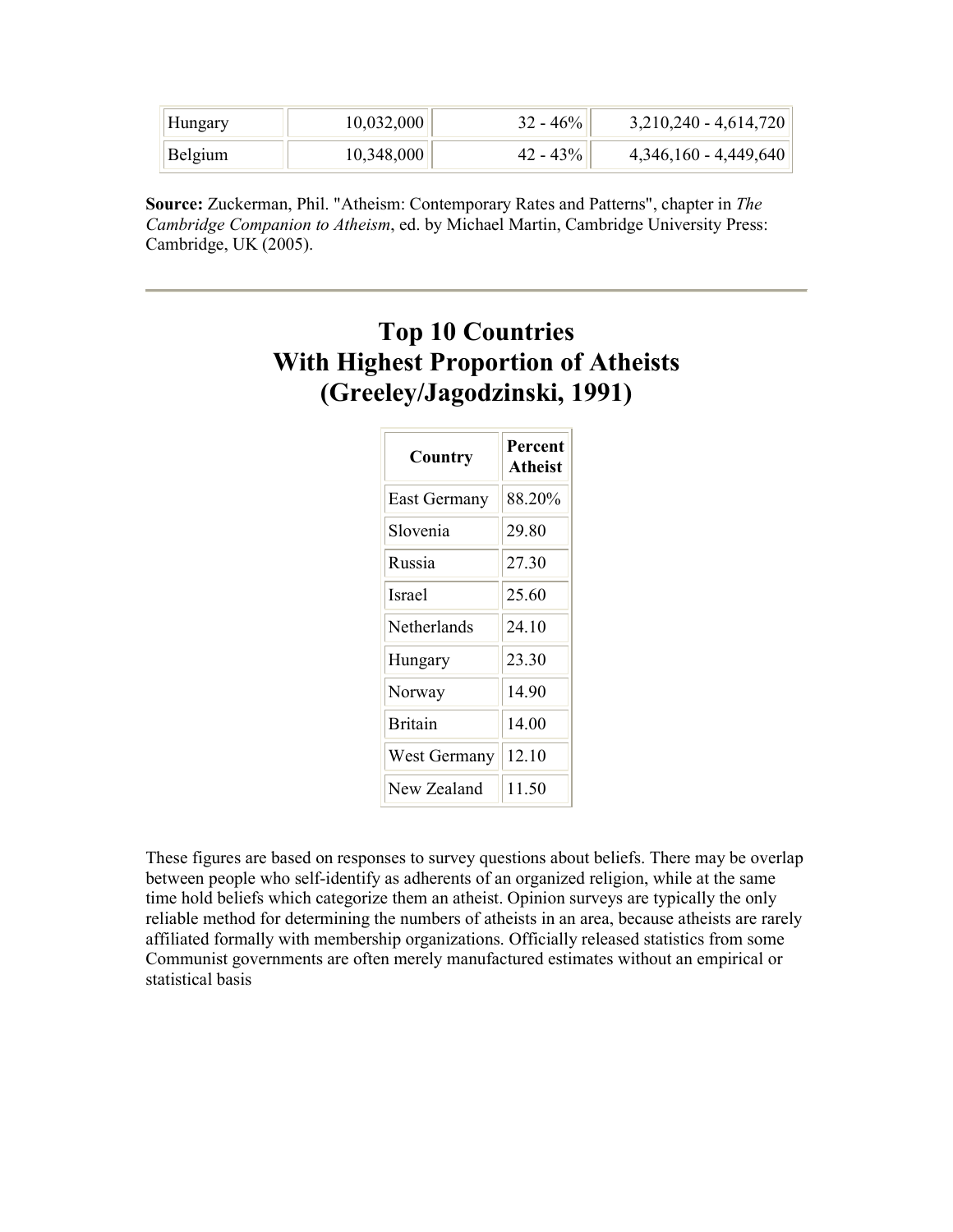| | | | |
|---|---|---|---|
| Hungary | 10,032,000 | 32 - 46% | 3,210,240 - 4,614,720 |
| Belgium | 10,348,000 | 42 - 43% | 4,346,160 - 4,449,640 |

**Source:** Zuckerman, Phil. "Atheism: Contemporary Rates and Patterns", chapter in *The Cambridge Companion to Atheism*, ed. by Michael Martin, Cambridge University Press: Cambridge, UK (2005).

---

# Top 10 Countries With Highest Proportion of Atheists (Greeley/Jagodzinski, 1991)

| Country | Percent Atheist |
|---|---|
| East Germany | 88.20% |
| Slovenia | 29.80 |
| Russia | 27.30 |
| Israel | 25.60 |
| Netherlands | 24.10 |
| Hungary | 23.30 |
| Norway | 14.90 |
| Britain | 14.00 |
| West Germany | 12.10 |
| New Zealand | 11.50 |

These figures are based on responses to survey questions about beliefs. There may be overlap between people who self-identify as adherents of an organized religion, while at the same time hold beliefs which categorize them an atheist. Opinion surveys are typically the only reliable method for determining the numbers of atheists in an area, because atheists are rarely affiliated formally with membership organizations. Officially released statistics from some Communist governments are often merely manufactured estimates without an empirical or statistical basis